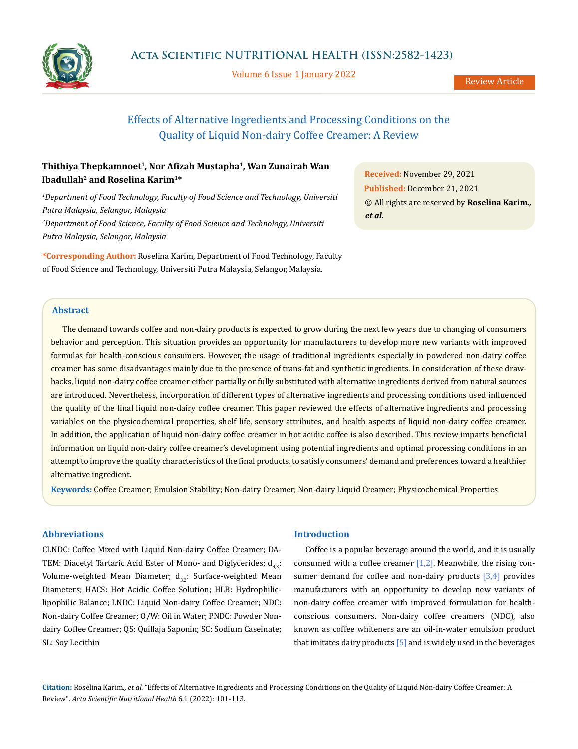Review Article

# Effects of Alternative Ingredients and Processing Conditions on the Quality of Liquid Non-dairy Coffee Creamer: A Review

**Thithiya Thepkamnoet[1], Nor Afizah Mustapha[1], Wan Zunairah Wan Ibadullah[2] and Roselina Karim[1]***

*[1]Department of Food Technology, Faculty of Food Science and Technology, Universiti Putra Malaysia, Selangor, Malaysia*

*[2]Department of Food Science, Faculty of Food Science and Technology, Universiti Putra Malaysia, Selangor, Malaysia*

***Corresponding Author:** Roselina Karim, Department of Food Technology, Faculty of Food Science and Technology, Universiti Putra Malaysia, Selangor, Malaysia.

**Received:** November 29, 2021
**Published:** December 21, 2021
© All rights are reserved by **Roselina Karim., *et al.***

## Abstract

The demand towards coffee and non-dairy products is expected to grow during the next few years due to changing of consumers behavior and perception. This situation provides an opportunity for manufacturers to develop more new variants with improved formulas for health-conscious consumers. However, the usage of traditional ingredients especially in powdered non-dairy coffee creamer has some disadvantages mainly due to the presence of trans-fat and synthetic ingredients. In consideration of these drawbacks, liquid non-dairy coffee creamer either partially or fully substituted with alternative ingredients derived from natural sources are introduced. Nevertheless, incorporation of different types of alternative ingredients and processing conditions used influenced the quality of the final liquid non-dairy coffee creamer. This paper reviewed the effects of alternative ingredients and processing variables on the physicochemical properties, shelf life, sensory attributes, and health aspects of liquid non-dairy coffee creamer. In addition, the application of liquid non-dairy coffee creamer in hot acidic coffee is also described. This review imparts beneficial information on liquid non-dairy coffee creamer's development using potential ingredients and optimal processing conditions in an attempt to improve the quality characteristics of the final products, to satisfy consumers' demand and preferences toward a healthier alternative ingredient.

**Keywords:** Coffee Creamer; Emulsion Stability; Non-dairy Creamer; Non-dairy Liquid Creamer; Physicochemical Properties

## Abbreviations

CLNDC: Coffee Mixed with Liquid Non-dairy Coffee Creamer; DATEM: Diacetyl Tartaric Acid Ester of Mono- and Diglycerides; $d_{4,3}$: Volume-weighted Mean Diameter; $d_{3,2}$: Surface-weighted Mean Diameters; HACS: Hot Acidic Coffee Solution; HLB: Hydrophilic-lipophilic Balance; LNDC: Liquid Non-dairy Coffee Creamer; NDC: Non-dairy Coffee Creamer; O/W: Oil in Water; PNDC: Powder Non-dairy Coffee Creamer; QS: Quillaja Saponin; SC: Sodium Caseinate; SL: Soy Lecithin

## Introduction

Coffee is a popular beverage around the world, and it is usually consumed with a coffee creamer [1,2]. Meanwhile, the rising consumer demand for coffee and non-dairy products [3,4] provides manufacturers with an opportunity to develop new variants of non-dairy coffee creamer with improved formulation for health-conscious consumers. Non-dairy coffee creamers (NDC), also known as coffee whiteners are an oil-in-water emulsion product that imitates dairy products [5] and is widely used in the beverages

**Citation:** Roselina Karim., *et al.* "Effects of Alternative Ingredients and Processing Conditions on the Quality of Liquid Non-dairy Coffee Creamer: A Review". *Acta Scientific Nutritional Health* 6.1 (2022): 101-113.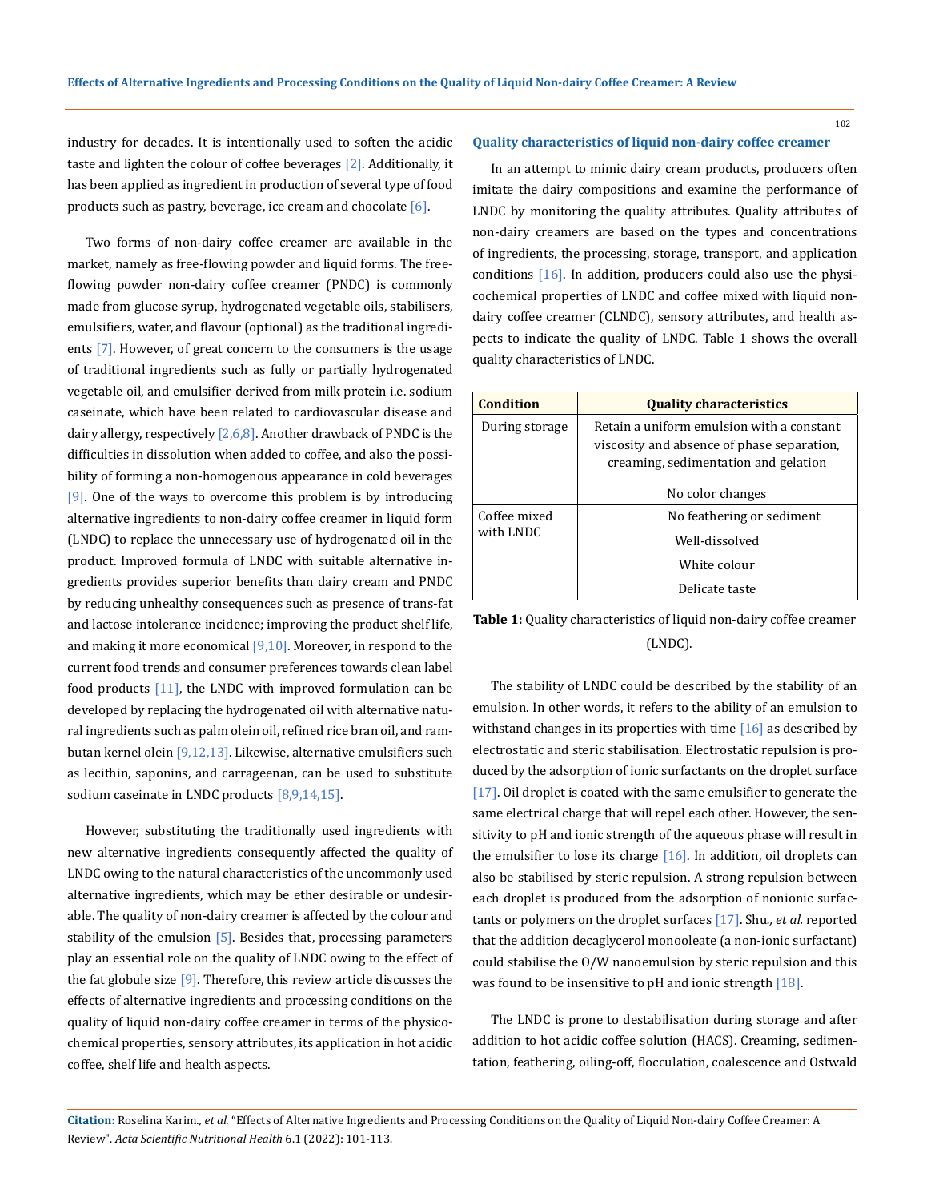industry for decades. It is intentionally used to soften the acidic taste and lighten the colour of coffee beverages [2]. Additionally, it has been applied as ingredient in production of several type of food products such as pastry, beverage, ice cream and chocolate [6].

Two forms of non-dairy coffee creamer are available in the market, namely as free-flowing powder and liquid forms. The free-flowing powder non-dairy coffee creamer (PNDC) is commonly made from glucose syrup, hydrogenated vegetable oils, stabilisers, emulsifiers, water, and flavour (optional) as the traditional ingredients [7]. However, of great concern to the consumers is the usage of traditional ingredients such as fully or partially hydrogenated vegetable oil, and emulsifier derived from milk protein i.e. sodium caseinate, which have been related to cardiovascular disease and dairy allergy, respectively [2,6,8]. Another drawback of PNDC is the difficulties in dissolution when added to coffee, and also the possibility of forming a non-homogenous appearance in cold beverages [9]. One of the ways to overcome this problem is by introducing alternative ingredients to non-dairy coffee creamer in liquid form (LNDC) to replace the unnecessary use of hydrogenated oil in the product. Improved formula of LNDC with suitable alternative ingredients provides superior benefits than dairy cream and PNDC by reducing unhealthy consequences such as presence of trans-fat and lactose intolerance incidence; improving the product shelf life, and making it more economical [9,10]. Moreover, in respond to the current food trends and consumer preferences towards clean label food products [11], the LNDC with improved formulation can be developed by replacing the hydrogenated oil with alternative natural ingredients such as palm olein oil, refined rice bran oil, and rambutan kernel olein [9,12,13]. Likewise, alternative emulsifiers such as lecithin, saponins, and carrageenan, can be used to substitute sodium caseinate in LNDC products [8,9,14,15].

However, substituting the traditionally used ingredients with new alternative ingredients consequently affected the quality of LNDC owing to the natural characteristics of the uncommonly used alternative ingredients, which may be ether desirable or undesirable. The quality of non-dairy creamer is affected by the colour and stability of the emulsion [5]. Besides that, processing parameters play an essential role on the quality of LNDC owing to the effect of the fat globule size [9]. Therefore, this review article discusses the effects of alternative ingredients and processing conditions on the quality of liquid non-dairy coffee creamer in terms of the physicochemical properties, sensory attributes, its application in hot acidic coffee, shelf life and health aspects.

## Quality characteristics of liquid non-dairy coffee creamer

In an attempt to mimic dairy cream products, producers often imitate the dairy compositions and examine the performance of LNDC by monitoring the quality attributes. Quality attributes of non-dairy creamers are based on the types and concentrations of ingredients, the processing, storage, transport, and application conditions [16]. In addition, producers could also use the physicochemical properties of LNDC and coffee mixed with liquid non-dairy coffee creamer (CLNDC), sensory attributes, and health aspects to indicate the quality of LNDC. Table 1 shows the overall quality characteristics of LNDC.

| Condition | Quality characteristics |
|---|---|
| During storage | Retain a uniform emulsion with a constant viscosity and absence of phase separation, creaming, sedimentation and gelation<br><br>No color changes |
| Coffee mixed with LNDC | No feathering or sediment<br>Well-dissolved<br>White colour<br>Delicate taste |

**Table 1:** Quality characteristics of liquid non-dairy coffee creamer (LNDC).

The stability of LNDC could be described by the stability of an emulsion. In other words, it refers to the ability of an emulsion to withstand changes in its properties with time [16] as described by electrostatic and steric stabilisation. Electrostatic repulsion is produced by the adsorption of ionic surfactants on the droplet surface [17]. Oil droplet is coated with the same emulsifier to generate the same electrical charge that will repel each other. However, the sensitivity to pH and ionic strength of the aqueous phase will result in the emulsifier to lose its charge [16]. In addition, oil droplets can also be stabilised by steric repulsion. A strong repulsion between each droplet is produced from the adsorption of nonionic surfactants or polymers on the droplet surfaces [17]. Shu*., et al.* reported that the addition decaglycerol monooleate (a non-ionic surfactant) could stabilise the O/W nanoemulsion by steric repulsion and this was found to be insensitive to pH and ionic strength [18].

The LNDC is prone to destabilisation during storage and after addition to hot acidic coffee solution (HACS). Creaming, sedimentation, feathering, oiling-off, flocculation, coalescence and Ostwald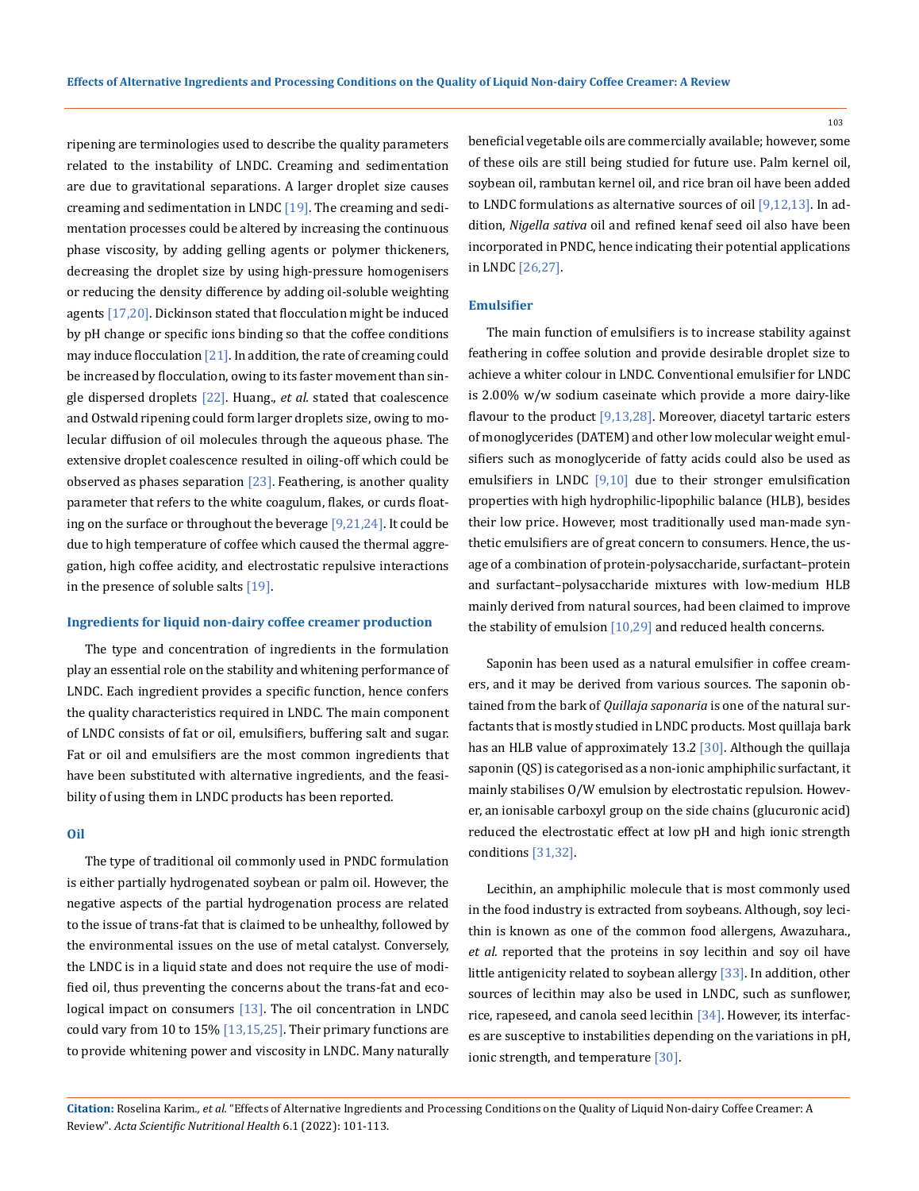ripening are terminologies used to describe the quality parameters related to the instability of LNDC. Creaming and sedimentation are due to gravitational separations. A larger droplet size causes creaming and sedimentation in LNDC [19]. The creaming and sedimentation processes could be altered by increasing the continuous phase viscosity, by adding gelling agents or polymer thickeners, decreasing the droplet size by using high-pressure homogenisers or reducing the density difference by adding oil-soluble weighting agents [17,20]. Dickinson stated that flocculation might be induced by pH change or specific ions binding so that the coffee conditions may induce flocculation [21]. In addition, the rate of creaming could be increased by flocculation, owing to its faster movement than single dispersed droplets [22]. Huang., *et al.* stated that coalescence and Ostwald ripening could form larger droplets size, owing to molecular diffusion of oil molecules through the aqueous phase. The extensive droplet coalescence resulted in oiling-off which could be observed as phases separation [23]. Feathering, is another quality parameter that refers to the white coagulum, flakes, or curds floating on the surface or throughout the beverage [9,21,24]. It could be due to high temperature of coffee which caused the thermal aggregation, high coffee acidity, and electrostatic repulsive interactions in the presence of soluble salts [19].

## Ingredients for liquid non-dairy coffee creamer production

The type and concentration of ingredients in the formulation play an essential role on the stability and whitening performance of LNDC. Each ingredient provides a specific function, hence confers the quality characteristics required in LNDC. The main component of LNDC consists of fat or oil, emulsifiers, buffering salt and sugar. Fat or oil and emulsifiers are the most common ingredients that have been substituted with alternative ingredients, and the feasibility of using them in LNDC products has been reported.

### Oil

The type of traditional oil commonly used in PNDC formulation is either partially hydrogenated soybean or palm oil. However, the negative aspects of the partial hydrogenation process are related to the issue of trans-fat that is claimed to be unhealthy, followed by the environmental issues on the use of metal catalyst. Conversely, the LNDC is in a liquid state and does not require the use of modified oil, thus preventing the concerns about the trans-fat and ecological impact on consumers [13]. The oil concentration in LNDC could vary from 10 to 15% [13,15,25]. Their primary functions are to provide whitening power and viscosity in LNDC. Many naturally beneficial vegetable oils are commercially available; however, some of these oils are still being studied for future use. Palm kernel oil, soybean oil, rambutan kernel oil, and rice bran oil have been added to LNDC formulations as alternative sources of oil [9,12,13]. In addition, *Nigella sativa* oil and refined kenaf seed oil also have been incorporated in PNDC, hence indicating their potential applications in LNDC [26,27].

### Emulsifier

The main function of emulsifiers is to increase stability against feathering in coffee solution and provide desirable droplet size to achieve a whiter colour in LNDC. Conventional emulsifier for LNDC is 2.00% w/w sodium caseinate which provide a more dairy-like flavour to the product [9,13,28]. Moreover, diacetyl tartaric esters of monoglycerides (DATEM) and other low molecular weight emulsifiers such as monoglyceride of fatty acids could also be used as emulsifiers in LNDC [9,10] due to their stronger emulsification properties with high hydrophilic-lipophilic balance (HLB), besides their low price. However, most traditionally used man-made synthetic emulsifiers are of great concern to consumers. Hence, the usage of a combination of protein-polysaccharide, surfactant–protein and surfactant–polysaccharide mixtures with low-medium HLB mainly derived from natural sources, had been claimed to improve the stability of emulsion [10,29] and reduced health concerns.

Saponin has been used as a natural emulsifier in coffee creamers, and it may be derived from various sources. The saponin obtained from the bark of *Quillaja saponaria* is one of the natural surfactants that is mostly studied in LNDC products. Most quillaja bark has an HLB value of approximately 13.2 [30]. Although the quillaja saponin (QS) is categorised as a non-ionic amphiphilic surfactant, it mainly stabilises O/W emulsion by electrostatic repulsion. However, an ionisable carboxyl group on the side chains (glucuronic acid) reduced the electrostatic effect at low pH and high ionic strength conditions [31,32].

Lecithin, an amphiphilic molecule that is most commonly used in the food industry is extracted from soybeans. Although, soy lecithin is known as one of the common food allergens, Awazuhara., *et al.* reported that the proteins in soy lecithin and soy oil have little antigenicity related to soybean allergy [33]. In addition, other sources of lecithin may also be used in LNDC, such as sunflower, rice, rapeseed, and canola seed lecithin [34]. However, its interfaces are susceptive to instabilities depending on the variations in pH, ionic strength, and temperature [30].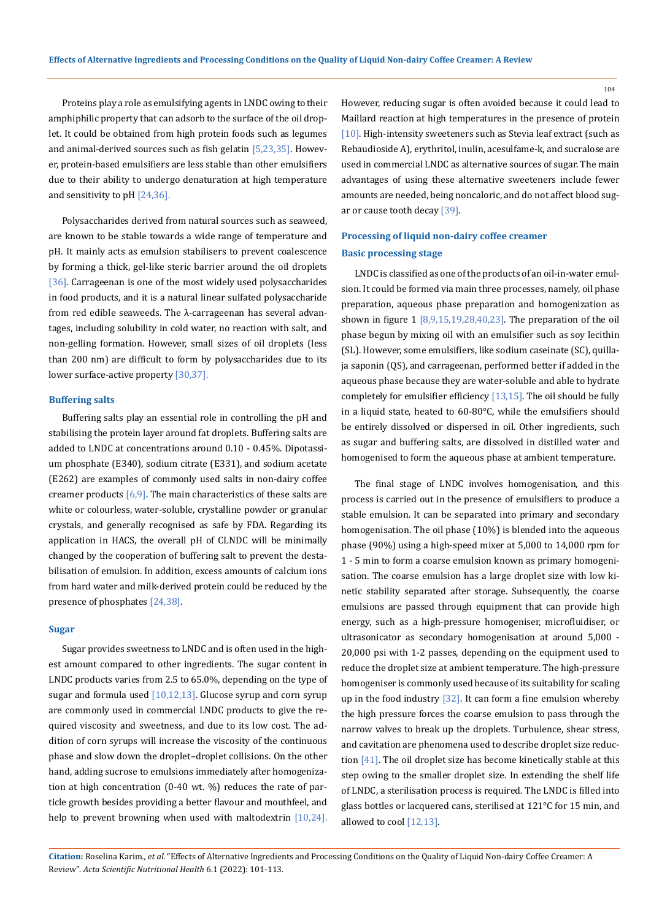Proteins play a role as emulsifying agents in LNDC owing to their amphiphilic property that can adsorb to the surface of the oil droplet. It could be obtained from high protein foods such as legumes and animal-derived sources such as fish gelatin [5,23,35]. However, protein-based emulsifiers are less stable than other emulsifiers due to their ability to undergo denaturation at high temperature and sensitivity to pH [24,36].

Polysaccharides derived from natural sources such as seaweed, are known to be stable towards a wide range of temperature and pH. It mainly acts as emulsion stabilisers to prevent coalescence by forming a thick, gel-like steric barrier around the oil droplets [36]. Carrageenan is one of the most widely used polysaccharides in food products, and it is a natural linear sulfated polysaccharide from red edible seaweeds. The λ-carrageenan has several advantages, including solubility in cold water, no reaction with salt, and non-gelling formation. However, small sizes of oil droplets (less than 200 nm) are difficult to form by polysaccharides due to its lower surface-active property [30,37].

### Buffering salts

Buffering salts play an essential role in controlling the pH and stabilising the protein layer around fat droplets. Buffering salts are added to LNDC at concentrations around 0.10 - 0.45%. Dipotassium phosphate (E340), sodium citrate (E331), and sodium acetate (E262) are examples of commonly used salts in non-dairy coffee creamer products [6,9]. The main characteristics of these salts are white or colourless, water-soluble, crystalline powder or granular crystals, and generally recognised as safe by FDA. Regarding its application in HACS, the overall pH of CLNDC will be minimally changed by the cooperation of buffering salt to prevent the destabilisation of emulsion. In addition, excess amounts of calcium ions from hard water and milk-derived protein could be reduced by the presence of phosphates [24,38].

### Sugar

Sugar provides sweetness to LNDC and is often used in the highest amount compared to other ingredients. The sugar content in LNDC products varies from 2.5 to 65.0%, depending on the type of sugar and formula used [10,12,13]. Glucose syrup and corn syrup are commonly used in commercial LNDC products to give the required viscosity and sweetness, and due to its low cost. The addition of corn syrups will increase the viscosity of the continuous phase and slow down the droplet–droplet collisions. On the other hand, adding sucrose to emulsions immediately after homogenization at high concentration (0-40 wt. %) reduces the rate of particle growth besides providing a better flavour and mouthfeel, and help to prevent browning when used with maltodextrin [10,24]. However, reducing sugar is often avoided because it could lead to Maillard reaction at high temperatures in the presence of protein [10]. High-intensity sweeteners such as Stevia leaf extract (such as Rebaudioside A), erythritol, inulin, acesulfame-k, and sucralose are used in commercial LNDC as alternative sources of sugar. The main advantages of using these alternative sweeteners include fewer amounts are needed, being noncaloric, and do not affect blood sugar or cause tooth decay [39].

## Processing of liquid non-dairy coffee creamer

### Basic processing stage

LNDC is classified as one of the products of an oil-in-water emulsion. It could be formed via main three processes, namely, oil phase preparation, aqueous phase preparation and homogenization as shown in figure 1 [8,9,15,19,28,40,23]. The preparation of the oil phase begun by mixing oil with an emulsifier such as soy lecithin (SL). However, some emulsifiers, like sodium caseinate (SC), quillaja saponin (QS), and carrageenan, performed better if added in the aqueous phase because they are water-soluble and able to hydrate completely for emulsifier efficiency [13,15]. The oil should be fully in a liquid state, heated to 60-80°C, while the emulsifiers should be entirely dissolved or dispersed in oil. Other ingredients, such as sugar and buffering salts, are dissolved in distilled water and homogenised to form the aqueous phase at ambient temperature.

The final stage of LNDC involves homogenisation, and this process is carried out in the presence of emulsifiers to produce a stable emulsion. It can be separated into primary and secondary homogenisation. The oil phase (10%) is blended into the aqueous phase (90%) using a high-speed mixer at 5,000 to 14,000 rpm for 1 - 5 min to form a coarse emulsion known as primary homogenisation. The coarse emulsion has a large droplet size with low kinetic stability separated after storage. Subsequently, the coarse emulsions are passed through equipment that can provide high energy, such as a high-pressure homogeniser, microfluidiser, or ultrasonicator as secondary homogenisation at around 5,000 - 20,000 psi with 1-2 passes, depending on the equipment used to reduce the droplet size at ambient temperature. The high-pressure homogeniser is commonly used because of its suitability for scaling up in the food industry [32]. It can form a fine emulsion whereby the high pressure forces the coarse emulsion to pass through the narrow valves to break up the droplets. Turbulence, shear stress, and cavitation are phenomena used to describe droplet size reduction [41]. The oil droplet size has become kinetically stable at this step owing to the smaller droplet size. In extending the shelf life of LNDC, a sterilisation process is required. The LNDC is filled into glass bottles or lacquered cans, sterilised at 121°C for 15 min, and allowed to cool [12,13].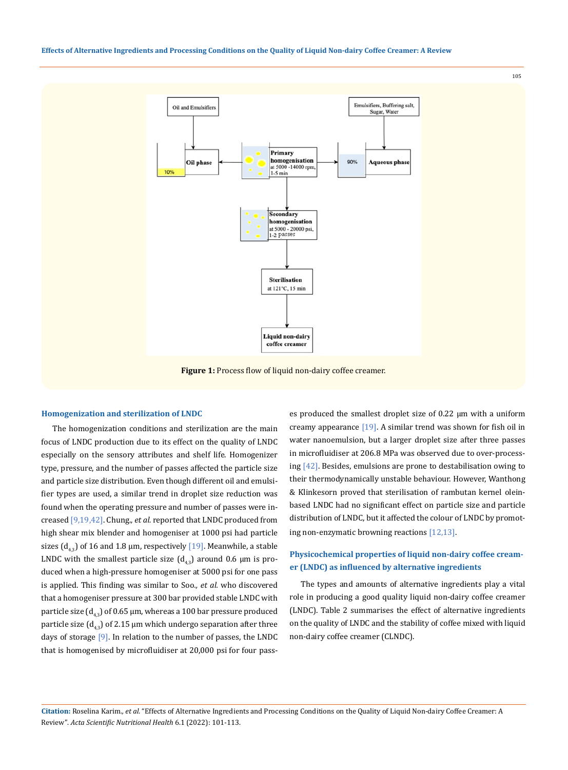**Figure 1:** Process flow of liquid non-dairy coffee creamer.

### Homogenization and sterilization of LNDC

The homogenization conditions and sterilization are the main focus of LNDC production due to its effect on the quality of LNDC especially on the sensory attributes and shelf life. Homogenizer type, pressure, and the number of passes affected the particle size and particle size distribution. Even though different oil and emulsifier types are used, a similar trend in droplet size reduction was found when the operating pressure and number of passes were increased [9,19,42]. Chung., *et al.* reported that LNDC produced from high shear mix blender and homogeniser at 1000 psi had particle sizes ($d_{4,3}$) of 16 and 1.8 μm, respectively [19]. Meanwhile, a stable LNDC with the smallest particle size ($d_{4,3}$) around 0.6 μm is produced when a high-pressure homogeniser at 5000 psi for one pass is applied. This finding was similar to Soo., *et al.* who discovered that a homogeniser pressure at 300 bar provided stable LNDC with particle size ($d_{4,3}$) of 0.65 μm, whereas a 100 bar pressure produced particle size ($d_{4,3}$) of 2.15 μm which undergo separation after three days of storage [9]. In relation to the number of passes, the LNDC that is homogenised by microfluidiser at 20,000 psi for four passes produced the smallest droplet size of 0.22 μm with a uniform creamy appearance [19]. A similar trend was shown for fish oil in water nanoemulsion, but a larger droplet size after three passes in microfluidiser at 206.8 MPa was observed due to over-processing [42]. Besides, emulsions are prone to destabilisation owing to their thermodynamically unstable behaviour. However, Wanthong & Klinkesorn proved that sterilisation of rambutan kernel olein-based LNDC had no significant effect on particle size and particle distribution of LNDC, but it affected the colour of LNDC by promoting non-enzymatic browning reactions [12,13].

### Physicochemical properties of liquid non-dairy coffee creamer (LNDC) as influenced by alternative ingredients

The types and amounts of alternative ingredients play a vital role in producing a good quality liquid non-dairy coffee creamer (LNDC). Table 2 summarises the effect of alternative ingredients on the quality of LNDC and the stability of coffee mixed with liquid non-dairy coffee creamer (CLNDC).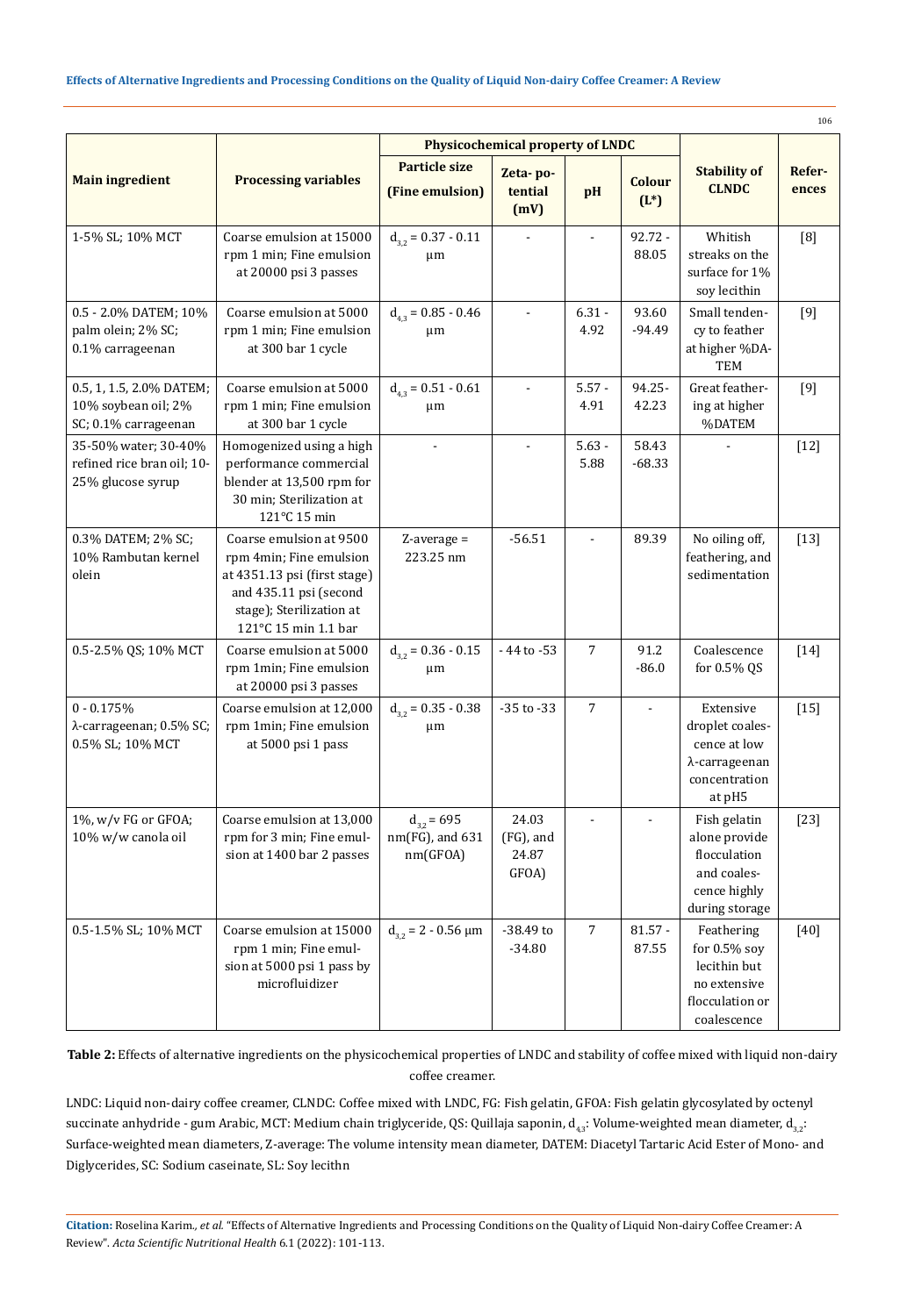| Main ingredient | Processing variables | Physicochemical property of LNDC | | | | Stability of CLNDC | References |
|---|---|---|---|---|---|---|---|
| | | Particle size (Fine emulsion) | Zeta-potential (mV) | pH | Colour ($L^*$) | | |
| 1-5% SL; 10% MCT | Coarse emulsion at 15000 rpm 1 min; Fine emulsion at 20000 psi 3 passes | $d_{3,2}$ = 0.37 - 0.11 µm | - | - | 92.72 - 88.05 | Whitish streaks on the surface for 1% soy lecithin | [8] |
| 0.5 - 2.0% DATEM; 10% palm olein; 2% SC; 0.1% carrageenan | Coarse emulsion at 5000 rpm 1 min; Fine emulsion at 300 bar 1 cycle | $d_{4,3}$ = 0.85 - 0.46 µm | - | 6.31 - 4.92 | 93.60 -94.49 | Small tendency to feather at higher %DATEM | [9] |
| 0.5, 1, 1.5, 2.0% DATEM; 10% soybean oil; 2% SC; 0.1% carrageenan | Coarse emulsion at 5000 rpm 1 min; Fine emulsion at 300 bar 1 cycle | $d_{4,3}$ = 0.51 - 0.61 µm | - | 5.57 - 4.91 | 94.25-42.23 | Great feathering at higher %DATEM | [9] |
| 35-50% water; 30-40% refined rice bran oil; 10-25% glucose syrup | Homogenized using a high performance commercial blender at 13,500 rpm for 30 min; Sterilization at 121°C 15 min | - | - | 5.63 - 5.88 | 58.43 -68.33 | - | [12] |
| 0.3% DATEM; 2% SC; 10% Rambutan kernel olein | Coarse emulsion at 9500 rpm 4min; Fine emulsion at 4351.13 psi (first stage) and 435.11 psi (second stage); Sterilization at 121°C 15 min 1.1 bar | Z-average = 223.25 nm | -56.51 | - | 89.39 | No oiling off, feathering, and sedimentation | [13] |
| 0.5-2.5% QS; 10% MCT | Coarse emulsion at 5000 rpm 1min; Fine emulsion at 20000 psi 3 passes | $d_{3,2}$ = 0.36 - 0.15 µm | - 44 to -53 | 7 | 91.2 -86.0 | Coalescence for 0.5% QS | [14] |
| 0 - 0.175% λ-carrageenan; 0.5% SC; 0.5% SL; 10% MCT | Coarse emulsion at 12,000 rpm 1min; Fine emulsion at 5000 psi 1 pass | $d_{3,2}$ = 0.35 - 0.38 µm | -35 to -33 | 7 | - | Extensive droplet coalescence at low λ-carrageenan concentration at pH5 | [15] |
| 1%, w/v FG or GFOA; 10% w/w canola oil | Coarse emulsion at 13,000 rpm for 3 min; Fine emulsion at 1400 bar 2 passes | $d_{3,2}$ = 695 nm(FG), and 631 nm(GFOA) | 24.03 (FG), and 24.87 GFOA) | - | - | Fish gelatin alone provide flocculation and coalescence highly during storage | [23] |
| 0.5-1.5% SL; 10% MCT | Coarse emulsion at 15000 rpm 1 min; Fine emulsion at 5000 psi 1 pass by microfluidizer | $d_{3,2}$ = 2 - 0.56 µm | -38.49 to -34.80 | 7 | 81.57 - 87.55 | Feathering for 0.5% soy lecithin but no extensive flocculation or coalescence | [40] |

**Table 2:** Effects of alternative ingredients on the physicochemical properties of LNDC and stability of coffee mixed with liquid non-dairy coffee creamer.

LNDC: Liquid non-dairy coffee creamer, CLNDC: Coffee mixed with LNDC, FG: Fish gelatin, GFOA: Fish gelatin glycosylated by octenyl succinate anhydride - gum Arabic, MCT: Medium chain triglyceride, QS: Quillaja saponin, $d_{4,3}$: Volume-weighted mean diameter, $d_{3,2}$: Surface-weighted mean diameters, Z-average: The volume intensity mean diameter, DATEM: Diacetyl Tartaric Acid Ester of Mono- and Diglycerides, SC: Sodium caseinate, SL: Soy lecithn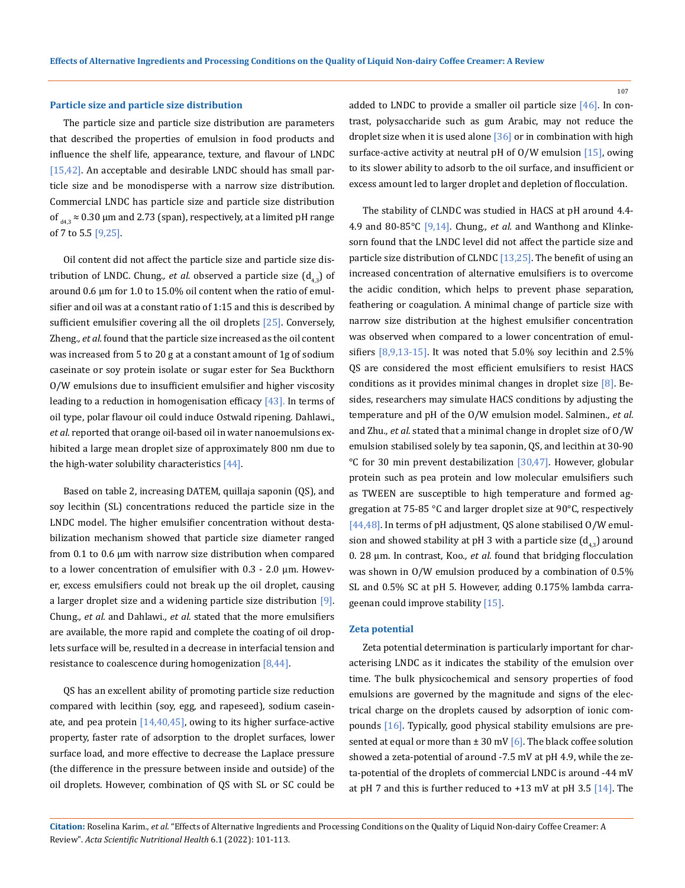### Particle size and particle size distribution

The particle size and particle size distribution are parameters that described the properties of emulsion in food products and influence the shelf life, appearance, texture, and flavour of LNDC [15,42]. An acceptable and desirable LNDC should has small particle size and be monodisperse with a narrow size distribution. Commercial LNDC has particle size and particle size distribution of $_{d4,3}$ ≈ 0.30 µm and 2.73 (span), respectively, at a limited pH range of 7 to 5.5 [9,25].

Oil content did not affect the particle size and particle size distribution of LNDC. Chung., *et al.* observed a particle size ($d_{4,3}$) of around 0.6 µm for 1.0 to 15.0% oil content when the ratio of emulsifier and oil was at a constant ratio of 1:15 and this is described by sufficient emulsifier covering all the oil droplets [25]. Conversely, Zheng., *et al.* found that the particle size increased as the oil content was increased from 5 to 20 g at a constant amount of 1g of sodium caseinate or soy protein isolate or sugar ester for Sea Buckthorn O/W emulsions due to insufficient emulsifier and higher viscosity leading to a reduction in homogenisation efficacy [43]. In terms of oil type, polar flavour oil could induce Ostwald ripening. Dahlawi., *et al.* reported that orange oil-based oil in water nanoemulsions exhibited a large mean droplet size of approximately 800 nm due to the high-water solubility characteristics [44].

Based on table 2, increasing DATEM, quillaja saponin (QS), and soy lecithin (SL) concentrations reduced the particle size in the LNDC model. The higher emulsifier concentration without destabilization mechanism showed that particle size diameter ranged from 0.1 to 0.6 µm with narrow size distribution when compared to a lower concentration of emulsifier with 0.3 - 2.0 µm. However, excess emulsifiers could not break up the oil droplet, causing a larger droplet size and a widening particle size distribution [9]. Chung., *et al.* and Dahlawi., *et al.* stated that the more emulsifiers are available, the more rapid and complete the coating of oil droplets surface will be, resulted in a decrease in interfacial tension and resistance to coalescence during homogenization [8,44].

QS has an excellent ability of promoting particle size reduction compared with lecithin (soy, egg, and rapeseed), sodium caseinate, and pea protein [14,40,45], owing to its higher surface-active property, faster rate of adsorption to the droplet surfaces, lower surface load, and more effective to decrease the Laplace pressure (the difference in the pressure between inside and outside) of the oil droplets. However, combination of QS with SL or SC could be added to LNDC to provide a smaller oil particle size [46]. In contrast, polysaccharide such as gum Arabic, may not reduce the droplet size when it is used alone [36] or in combination with high surface-active activity at neutral pH of O/W emulsion [15], owing to its slower ability to adsorb to the oil surface, and insufficient or excess amount led to larger droplet and depletion of flocculation.

The stability of CLNDC was studied in HACS at pH around 4.4-4.9 and 80-85°C [9,14]. Chung., *et al.* and Wanthong and Klinkesorn found that the LNDC level did not affect the particle size and particle size distribution of CLNDC [13,25]. The benefit of using an increased concentration of alternative emulsifiers is to overcome the acidic condition, which helps to prevent phase separation, feathering or coagulation. A minimal change of particle size with narrow size distribution at the highest emulsifier concentration was observed when compared to a lower concentration of emulsifiers [8,9,13-15]. It was noted that 5.0% soy lecithin and 2.5% QS are considered the most efficient emulsifiers to resist HACS conditions as it provides minimal changes in droplet size [8]. Besides, researchers may simulate HACS conditions by adjusting the temperature and pH of the O/W emulsion model. Salminen., *et al.* and Zhu., *et al.* stated that a minimal change in droplet size of O/W emulsion stabilised solely by tea saponin, QS, and lecithin at 30-90 °C for 30 min prevent destabilization [30,47]. However, globular protein such as pea protein and low molecular emulsifiers such as TWEEN are susceptible to high temperature and formed aggregation at 75-85 °C and larger droplet size at 90°C, respectively [44,48]. In terms of pH adjustment, QS alone stabilised O/W emulsion and showed stability at pH 3 with a particle size ($d_{4,3}$) around 0. 28 µm. In contrast, Koo., *et al.* found that bridging flocculation was shown in O/W emulsion produced by a combination of 0.5% SL and 0.5% SC at pH 5. However, adding 0.175% lambda carrageenan could improve stability [15].

### Zeta potential

Zeta potential determination is particularly important for characterising LNDC as it indicates the stability of the emulsion over time. The bulk physicochemical and sensory properties of food emulsions are governed by the magnitude and signs of the electrical charge on the droplets caused by adsorption of ionic compounds [16]. Typically, good physical stability emulsions are presented at equal or more than ± 30 mV [6]. The black coffee solution showed a zeta-potential of around -7.5 mV at pH 4.9, while the zeta-potential of the droplets of commercial LNDC is around -44 mV at pH 7 and this is further reduced to +13 mV at pH 3.5 [14]. The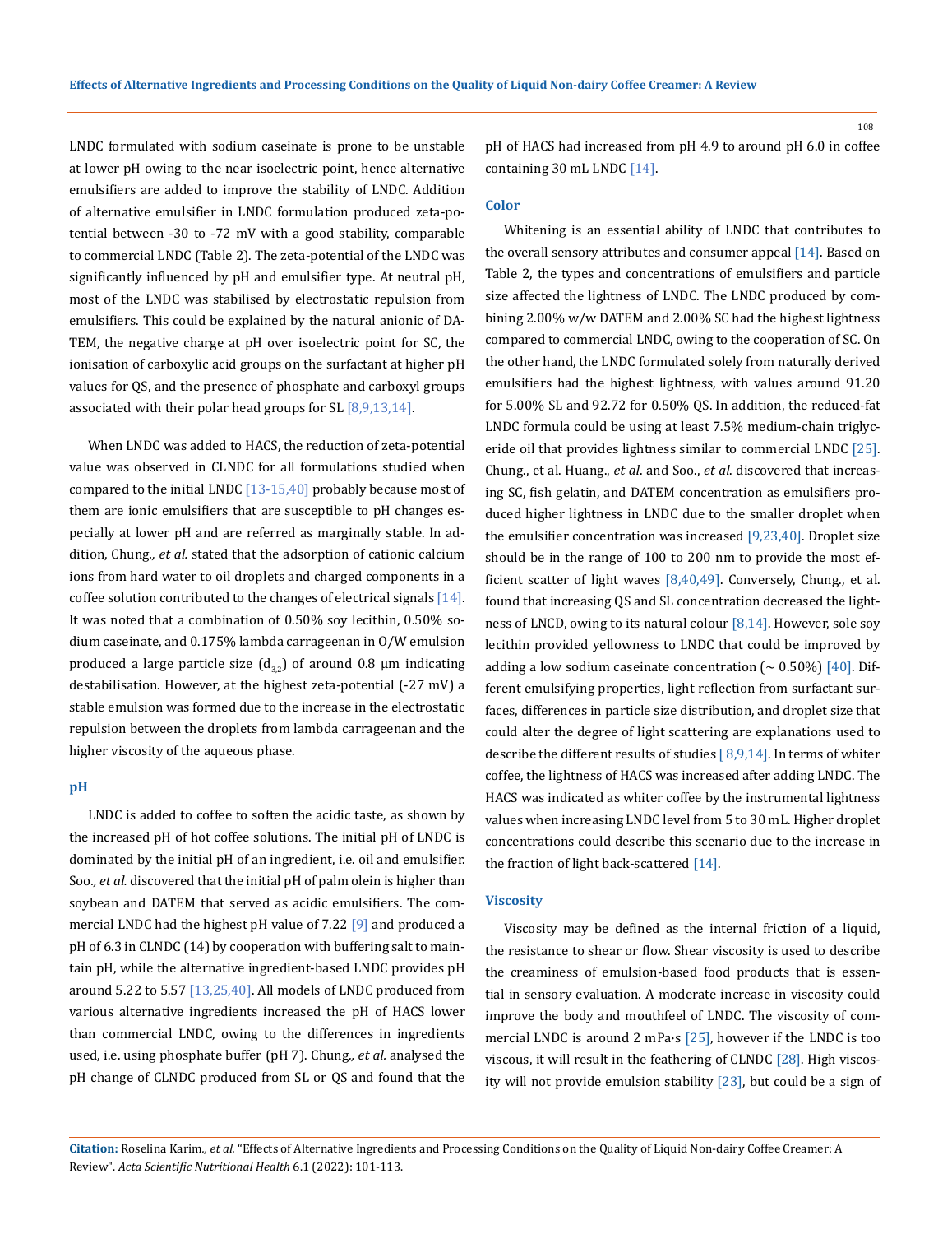LNDC formulated with sodium caseinate is prone to be unstable at lower pH owing to the near isoelectric point, hence alternative emulsifiers are added to improve the stability of LNDC. Addition of alternative emulsifier in LNDC formulation produced zeta-potential between -30 to -72 mV with a good stability, comparable to commercial LNDC (Table 2). The zeta-potential of the LNDC was significantly influenced by pH and emulsifier type. At neutral pH, most of the LNDC was stabilised by electrostatic repulsion from emulsifiers. This could be explained by the natural anionic of DATEM, the negative charge at pH over isoelectric point for SC, the ionisation of carboxylic acid groups on the surfactant at higher pH values for QS, and the presence of phosphate and carboxyl groups associated with their polar head groups for SL [8,9,13,14].

When LNDC was added to HACS, the reduction of zeta-potential value was observed in CLNDC for all formulations studied when compared to the initial LNDC [13-15,40] probably because most of them are ionic emulsifiers that are susceptible to pH changes especially at lower pH and are referred as marginally stable. In addition, Chung., *et al.* stated that the adsorption of cationic calcium ions from hard water to oil droplets and charged components in a coffee solution contributed to the changes of electrical signals [14]. It was noted that a combination of 0.50% soy lecithin, 0.50% sodium caseinate, and 0.175% lambda carrageenan in O/W emulsion produced a large particle size ($d_{3,2}$) of around 0.8 μm indicating destabilisation. However, at the highest zeta-potential (-27 mV) a stable emulsion was formed due to the increase in the electrostatic repulsion between the droplets from lambda carrageenan and the higher viscosity of the aqueous phase.

### pH

LNDC is added to coffee to soften the acidic taste, as shown by the increased pH of hot coffee solutions. The initial pH of LNDC is dominated by the initial pH of an ingredient, i.e. oil and emulsifier. Soo., *et al.* discovered that the initial pH of palm olein is higher than soybean and DATEM that served as acidic emulsifiers. The commercial LNDC had the highest pH value of 7.22 [9] and produced a pH of 6.3 in CLNDC (14) by cooperation with buffering salt to maintain pH, while the alternative ingredient-based LNDC provides pH around 5.22 to 5.57 [13,25,40]. All models of LNDC produced from various alternative ingredients increased the pH of HACS lower than commercial LNDC, owing to the differences in ingredients used, i.e. using phosphate buffer (pH 7). Chung., *et al.* analysed the pH change of CLNDC produced from SL or QS and found that the pH of HACS had increased from pH 4.9 to around pH 6.0 in coffee containing 30 mL LNDC [14].

### Color

Whitening is an essential ability of LNDC that contributes to the overall sensory attributes and consumer appeal [14]. Based on Table 2, the types and concentrations of emulsifiers and particle size affected the lightness of LNDC. The LNDC produced by combining 2.00% w/w DATEM and 2.00% SC had the highest lightness compared to commercial LNDC, owing to the cooperation of SC. On the other hand, the LNDC formulated solely from naturally derived emulsifiers had the highest lightness, with values around 91.20 for 5.00% SL and 92.72 for 0.50% QS. In addition, the reduced-fat LNDC formula could be using at least 7.5% medium-chain triglyceride oil that provides lightness similar to commercial LNDC [25]. Chung., et al. Huang., *et al*. and Soo., *et al.* discovered that increasing SC, fish gelatin, and DATEM concentration as emulsifiers produced higher lightness in LNDC due to the smaller droplet when the emulsifier concentration was increased [9,23,40]. Droplet size should be in the range of 100 to 200 nm to provide the most efficient scatter of light waves [8,40,49]. Conversely, Chung., et al. found that increasing QS and SL concentration decreased the lightness of LNCD, owing to its natural colour [8,14]. However, sole soy lecithin provided yellowness to LNDC that could be improved by adding a low sodium caseinate concentration (~ 0.50%) [40]. Different emulsifying properties, light reflection from surfactant surfaces, differences in particle size distribution, and droplet size that could alter the degree of light scattering are explanations used to describe the different results of studies [8,9,14]. In terms of whiter coffee, the lightness of HACS was increased after adding LNDC. The HACS was indicated as whiter coffee by the instrumental lightness values when increasing LNDC level from 5 to 30 mL. Higher droplet concentrations could describe this scenario due to the increase in the fraction of light back-scattered [14].

### Viscosity

Viscosity may be defined as the internal friction of a liquid, the resistance to shear or flow. Shear viscosity is used to describe the creaminess of emulsion-based food products that is essential in sensory evaluation. A moderate increase in viscosity could improve the body and mouthfeel of LNDC. The viscosity of commercial LNDC is around 2 mPa·s [25], however if the LNDC is too viscous, it will result in the feathering of CLNDC [28]. High viscosity will not provide emulsion stability [23], but could be a sign of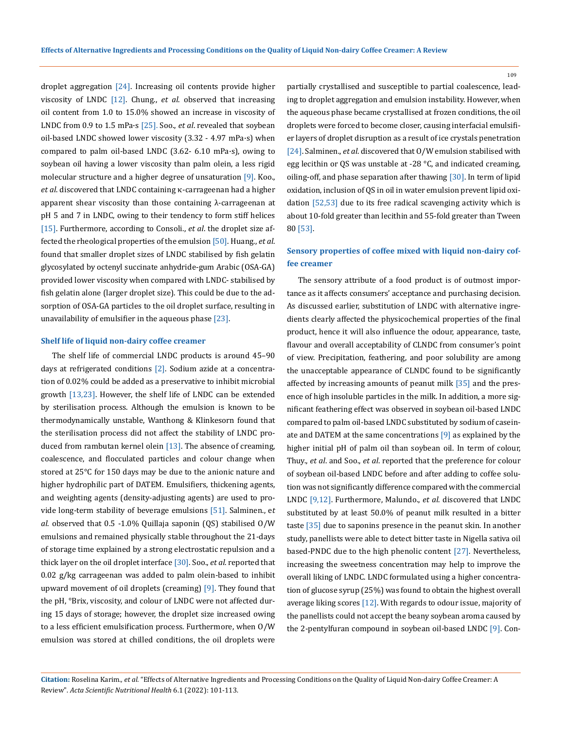droplet aggregation [24]. Increasing oil contents provide higher viscosity of LNDC [12]. Chung., *et al*. observed that increasing oil content from 1.0 to 15.0% showed an increase in viscosity of LNDC from 0.9 to 1.5 mPa·s [25]. Soo., *et al*. revealed that soybean oil-based LNDC showed lower viscosity (3.32 - 4.97 mPa·s) when compared to palm oil-based LNDC (3.62- 6.10 mPa·s), owing to soybean oil having a lower viscosity than palm olein, a less rigid molecular structure and a higher degree of unsaturation [9]. Koo., *et al*. discovered that LNDC containing κ-carrageenan had a higher apparent shear viscosity than those containing λ-carrageenan at pH 5 and 7 in LNDC, owing to their tendency to form stiff helices [15]. Furthermore, according to Consoli., *et al*. the droplet size affected the rheological properties of the emulsion [50]. Huang., *et al*. found that smaller droplet sizes of LNDC stabilised by fish gelatin glycosylated by octenyl succinate anhydride-gum Arabic (OSA-GA) provided lower viscosity when compared with LNDC- stabilised by fish gelatin alone (larger droplet size). This could be due to the adsorption of OSA-GA particles to the oil droplet surface, resulting in unavailability of emulsifier in the aqueous phase [23].

### Shelf life of liquid non-dairy coffee creamer

The shelf life of commercial LNDC products is around 45–90 days at refrigerated conditions [2]. Sodium azide at a concentration of 0.02% could be added as a preservative to inhibit microbial growth [13,23]. However, the shelf life of LNDC can be extended by sterilisation process. Although the emulsion is known to be thermodynamically unstable, Wanthong & Klinkesorn found that the sterilisation process did not affect the stability of LNDC produced from rambutan kernel olein [13]. The absence of creaming, coalescence, and flocculated particles and colour change when stored at 25°C for 150 days may be due to the anionic nature and higher hydrophilic part of DATEM. Emulsifiers, thickening agents, and weighting agents (density-adjusting agents) are used to provide long-term stability of beverage emulsions [51]. Salminen., e*t al.* observed that 0.5 -1.0% Quillaja saponin (QS) stabilised O/W emulsions and remained physically stable throughout the 21-days of storage time explained by a strong electrostatic repulsion and a thick layer on the oil droplet interface [30]. Soo., *et al*. reported that 0.02 g/kg carrageenan was added to palm olein-based to inhibit upward movement of oil droplets (creaming) [9]. They found that the pH, °Brix, viscosity, and colour of LNDC were not affected during 15 days of storage; however, the droplet size increased owing to a less efficient emulsification process. Furthermore, when O/W emulsion was stored at chilled conditions, the oil droplets were partially crystallised and susceptible to partial coalescence, leading to droplet aggregation and emulsion instability. However, when the aqueous phase became crystallised at frozen conditions, the oil droplets were forced to become closer, causing interfacial emulsifier layers of droplet disruption as a result of ice crystals penetration [24]. Salminen., *et al*. discovered that O/W emulsion stabilised with egg lecithin or QS was unstable at -28 °C, and indicated creaming, oiling-off, and phase separation after thawing [30]. In term of lipid oxidation, inclusion of QS in oil in water emulsion prevent lipid oxidation [52,53] due to its free radical scavenging activity which is about 10-fold greater than lecithin and 55-fold greater than Tween 80 [53].

### Sensory properties of coffee mixed with liquid non-dairy coffee creamer

The sensory attribute of a food product is of outmost importance as it affects consumers' acceptance and purchasing decision. As discussed earlier, substitution of LNDC with alternative ingredients clearly affected the physicochemical properties of the final product, hence it will also influence the odour, appearance, taste, flavour and overall acceptability of CLNDC from consumer's point of view. Precipitation, feathering, and poor solubility are among the unacceptable appearance of CLNDC found to be significantly affected by increasing amounts of peanut milk [35] and the presence of high insoluble particles in the milk. In addition, a more significant feathering effect was observed in soybean oil-based LNDC compared to palm oil-based LNDC substituted by sodium of caseinate and DATEM at the same concentrations [9] as explained by the higher initial pH of palm oil than soybean oil. In term of colour, Thuy., *et al*. and Soo., *et al*. reported that the preference for colour of soybean oil-based LNDC before and after adding to coffee solution was not significantly difference compared with the commercial LNDC [9,12]. Furthermore, Malundo., *et al*. discovered that LNDC substituted by at least 50.0% of peanut milk resulted in a bitter taste [35] due to saponins presence in the peanut skin. In another study, panellists were able to detect bitter taste in Nigella sativa oil based-PNDC due to the high phenolic content [27]. Nevertheless, increasing the sweetness concentration may help to improve the overall liking of LNDC. LNDC formulated using a higher concentration of glucose syrup (25%) was found to obtain the highest overall average liking scores [12]. With regards to odour issue, majority of the panellists could not accept the beany soybean aroma caused by the 2-pentylfuran compound in soybean oil-based LNDC [9]. Con-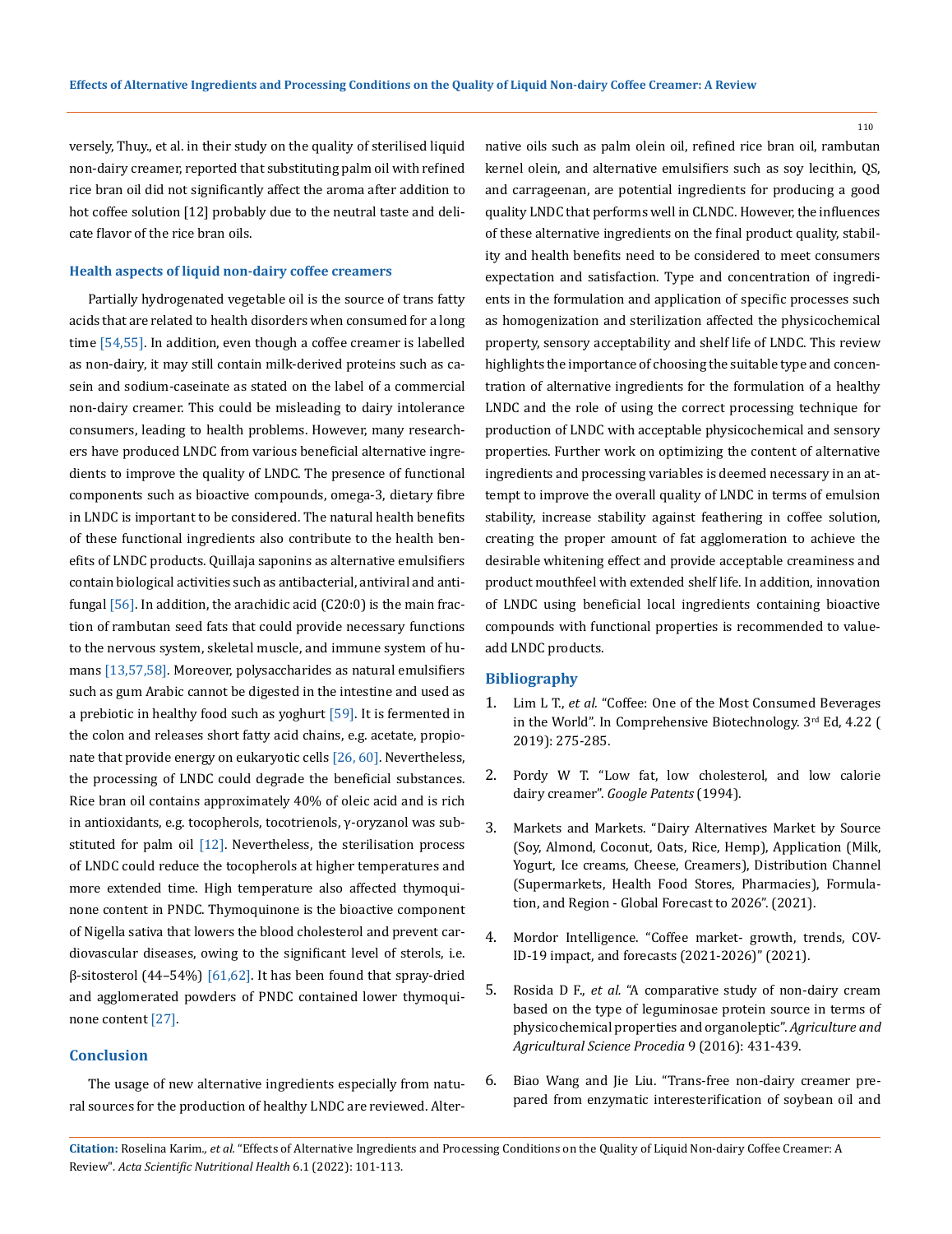versely, Thuy., et al. in their study on the quality of sterilised liquid non-dairy creamer, reported that substituting palm oil with refined rice bran oil did not significantly affect the aroma after addition to hot coffee solution [12] probably due to the neutral taste and delicate flavor of the rice bran oils.

### Health aspects of liquid non-dairy coffee creamers

Partially hydrogenated vegetable oil is the source of trans fatty acids that are related to health disorders when consumed for a long time [54,55]. In addition, even though a coffee creamer is labelled as non-dairy, it may still contain milk-derived proteins such as casein and sodium-caseinate as stated on the label of a commercial non-dairy creamer. This could be misleading to dairy intolerance consumers, leading to health problems. However, many researchers have produced LNDC from various beneficial alternative ingredients to improve the quality of LNDC. The presence of functional components such as bioactive compounds, omega-3, dietary fibre in LNDC is important to be considered. The natural health benefits of these functional ingredients also contribute to the health benefits of LNDC products. Quillaja saponins as alternative emulsifiers contain biological activities such as antibacterial, antiviral and antifungal [56]. In addition, the arachidic acid (C20:0) is the main fraction of rambutan seed fats that could provide necessary functions to the nervous system, skeletal muscle, and immune system of humans [13,57,58]. Moreover, polysaccharides as natural emulsifiers such as gum Arabic cannot be digested in the intestine and used as a prebiotic in healthy food such as yoghurt [59]. It is fermented in the colon and releases short fatty acid chains, e.g. acetate, propionate that provide energy on eukaryotic cells [26, 60]. Nevertheless, the processing of LNDC could degrade the beneficial substances. Rice bran oil contains approximately 40% of oleic acid and is rich in antioxidants, e.g. tocopherols, tocotrienols, γ-oryzanol was substituted for palm oil [12]. Nevertheless, the sterilisation process of LNDC could reduce the tocopherols at higher temperatures and more extended time. High temperature also affected thymoquinone content in PNDC. Thymoquinone is the bioactive component of Nigella sativa that lowers the blood cholesterol and prevent cardiovascular diseases, owing to the significant level of sterols, i.e. β-sitosterol (44–54%) [61,62]. It has been found that spray-dried and agglomerated powders of PNDC contained lower thymoquinone content [27].

## Conclusion

The usage of new alternative ingredients especially from natural sources for the production of healthy LNDC are reviewed. Alternative oils such as palm olein oil, refined rice bran oil, rambutan kernel olein, and alternative emulsifiers such as soy lecithin, QS, and carrageenan, are potential ingredients for producing a good quality LNDC that performs well in CLNDC. However, the influences of these alternative ingredients on the final product quality, stability and health benefits need to be considered to meet consumers expectation and satisfaction. Type and concentration of ingredients in the formulation and application of specific processes such as homogenization and sterilization affected the physicochemical property, sensory acceptability and shelf life of LNDC. This review highlights the importance of choosing the suitable type and concentration of alternative ingredients for the formulation of a healthy LNDC and the role of using the correct processing technique for production of LNDC with acceptable physicochemical and sensory properties. Further work on optimizing the content of alternative ingredients and processing variables is deemed necessary in an attempt to improve the overall quality of LNDC in terms of emulsion stability, increase stability against feathering in coffee solution, creating the proper amount of fat agglomeration to achieve the desirable whitening effect and provide acceptable creaminess and product mouthfeel with extended shelf life. In addition, innovation of LNDC using beneficial local ingredients containing bioactive compounds with functional properties is recommended to value-add LNDC products.

## Bibliography

1. Lim L T., *et al.* "Coffee: One of the Most Consumed Beverages in the World". In Comprehensive Biotechnology. 3rd Ed, 4.22 ( 2019): 275-285.
2. Pordy W T. "Low fat, low cholesterol, and low calorie dairy creamer". *Google Patents* (1994).
3. Markets and Markets. "Dairy Alternatives Market by Source (Soy, Almond, Coconut, Oats, Rice, Hemp), Application (Milk, Yogurt, Ice creams, Cheese, Creamers), Distribution Channel (Supermarkets, Health Food Stores, Pharmacies), Formulation, and Region - Global Forecast to 2026". (2021).
4. Mordor Intelligence. "Coffee market- growth, trends, COVID-19 impact, and forecasts (2021-2026)" (2021).
5. Rosida D F., *et al.* "A comparative study of non-dairy cream based on the type of leguminosae protein source in terms of physicochemical properties and organoleptic". *Agriculture and Agricultural Science Procedia* 9 (2016): 431-439.
6. Biao Wang and Jie Liu. "Trans-free non-dairy creamer prepared from enzymatic interesterification of soybean oil and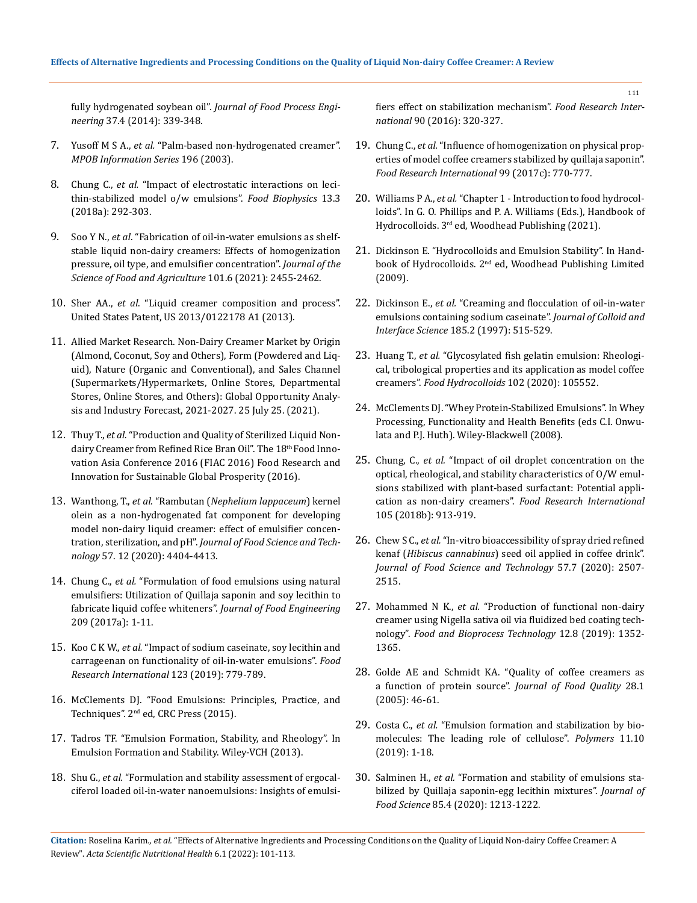fully hydrogenated soybean oil". *Journal of Food Process Engineering* 37.4 (2014): 339-348.

7. Yusoff M S A., *et al.* "Palm-based non-hydrogenated creamer". *MPOB Information Series* 196 (2003).
8. Chung C., *et al.* "Impact of electrostatic interactions on lecithin-stabilized model o/w emulsions". *Food Biophysics* 13.3 (2018a): 292-303.
9. Soo Y N., *et al*. "Fabrication of oil-in-water emulsions as shelf-stable liquid non-dairy creamers: Effects of homogenization pressure, oil type, and emulsifier concentration". *Journal of the Science of Food and Agriculture* 101.6 (2021): 2455-2462.
10. Sher AA., *et al*. "Liquid creamer composition and process". United States Patent, US 2013/0122178 A1 (2013).
11. Allied Market Research. Non-Dairy Creamer Market by Origin (Almond, Coconut, Soy and Others), Form (Powdered and Liquid), Nature (Organic and Conventional), and Sales Channel (Supermarkets/Hypermarkets, Online Stores, Departmental Stores, Online Stores, and Others): Global Opportunity Analysis and Industry Forecast, 2021-2027. 25 July 25. (2021).
12. Thuy T., *et al.* "Production and Quality of Sterilized Liquid Non-dairy Creamer from Refined Rice Bran Oil". The 18th Food Innovation Asia Conference 2016 (FIAC 2016) Food Research and Innovation for Sustainable Global Prosperity (2016).
13. Wanthong, T., *et al.* "Rambutan (*Nephelium lappaceum*) kernel olein as a non-hydrogenated fat component for developing model non-dairy liquid creamer: effect of emulsifier concentration, sterilization, and pH". *Journal of Food Science and Technology* 57. 12 (2020): 4404-4413.
14. Chung C., *et al.* "Formulation of food emulsions using natural emulsifiers: Utilization of Quillaja saponin and soy lecithin to fabricate liquid coffee whiteners". *Journal of Food Engineering* 209 (2017a): 1-11.
15. Koo C K W., *et al.* "Impact of sodium caseinate, soy lecithin and carrageenan on functionality of oil-in-water emulsions". *Food Research International* 123 (2019): 779-789.
16. McClements DJ. "Food Emulsions: Principles, Practice, and Techniques". 2nd ed, CRC Press (2015).
17. Tadros TF. "Emulsion Formation, Stability, and Rheology". In Emulsion Formation and Stability. Wiley-VCH (2013).
18. Shu G., *et al.* "Formulation and stability assessment of ergocalciferol loaded oil-in-water nanoemulsions: Insights of emulsifiers effect on stabilization mechanism". *Food Research International* 90 (2016): 320-327.
19. Chung C., *et al.* "Influence of homogenization on physical properties of model coffee creamers stabilized by quillaja saponin". *Food Research International* 99 (2017c): 770-777.
20. Williams P A., *et al.* "Chapter 1 - Introduction to food hydrocolloids". In G. O. Phillips and P. A. Williams (Eds.), Handbook of Hydrocolloids. 3rd ed, Woodhead Publishing (2021).
21. Dickinson E. "Hydrocolloids and Emulsion Stability". In Handbook of Hydrocolloids. 2nd ed, Woodhead Publishing Limited (2009).
22. Dickinson E., *et al.* "Creaming and flocculation of oil-in-water emulsions containing sodium caseinate". *Journal of Colloid and Interface Science* 185.2 (1997): 515-529.
23. Huang T., *et al.* "Glycosylated fish gelatin emulsion: Rheological, tribological properties and its application as model coffee creamers". *Food Hydrocolloids* 102 (2020): 105552.
24. McClements DJ. "Whey Protein-Stabilized Emulsions". In Whey Processing, Functionality and Health Benefits (eds C.I. Onwulata and P.J. Huth). Wiley-Blackwell (2008).
25. Chung, C., *et al.* "Impact of oil droplet concentration on the optical, rheological, and stability characteristics of O/W emulsions stabilized with plant-based surfactant: Potential application as non-dairy creamers". *Food Research International* 105 (2018b): 913-919.
26. Chew S C., *et al.* "In-vitro bioaccessibility of spray dried refined kenaf (*Hibiscus cannabinus*) seed oil applied in coffee drink". *Journal of Food Science and Technology* 57.7 (2020): 2507-2515.
27. Mohammed N K., *et al.* "Production of functional non-dairy creamer using Nigella sativa oil via fluidized bed coating technology". *Food and Bioprocess Technology* 12.8 (2019): 1352-1365.
28. Golde AE and Schmidt KA. "Quality of coffee creamers as a function of protein source". *Journal of Food Quality* 28.1 (2005): 46-61.
29. Costa C., *et al.* "Emulsion formation and stabilization by biomolecules: The leading role of cellulose". *Polymers* 11.10 (2019): 1-18.
30. Salminen H., *et al.* "Formation and stability of emulsions stabilized by Quillaja saponin-egg lecithin mixtures". *Journal of Food Science* 85.4 (2020): 1213-1222.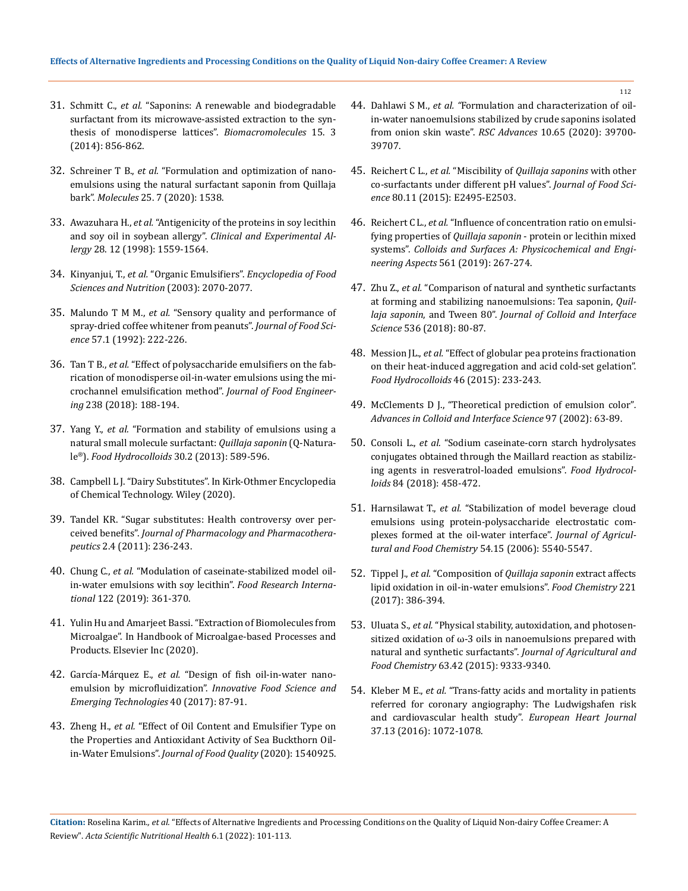31. Schmitt C., *et al.* "Saponins: A renewable and biodegradable surfactant from its microwave-assisted extraction to the synthesis of monodisperse lattices". *Biomacromolecules* 15. 3 (2014): 856-862.

32. Schreiner T B., *et al.* "Formulation and optimization of nanoemulsions using the natural surfactant saponin from Quillaja bark". *Molecules* 25. 7 (2020): 1538.

33. Awazuhara H., *et al.* "Antigenicity of the proteins in soy lecithin and soy oil in soybean allergy". *Clinical and Experimental Allergy* 28. 12 (1998): 1559-1564.

34. Kinyanjui, T., *et al.* "Organic Emulsifiers". *Encyclopedia of Food Sciences and Nutrition* (2003): 2070-2077.

35. Malundo T M M., *et al.* "Sensory quality and performance of spray-dried coffee whitener from peanuts". *Journal of Food Science* 57.1 (1992): 222-226.

36. Tan T B., *et al.* "Effect of polysaccharide emulsifiers on the fabrication of monodisperse oil-in-water emulsions using the microchannel emulsification method". *Journal of Food Engineering* 238 (2018): 188-194.

37. Yang Y., *et al.* "Formation and stability of emulsions using a natural small molecule surfactant: *Quillaja saponin* (Q-Naturale®). *Food Hydrocolloids* 30.2 (2013): 589-596.

38. Campbell L J. "Dairy Substitutes". In Kirk-Othmer Encyclopedia of Chemical Technology. Wiley (2020).

39. Tandel KR. "Sugar substitutes: Health controversy over perceived benefits". *Journal of Pharmacology and Pharmacotherapeutics* 2.4 (2011): 236-243.

40. Chung C., *et al.* "Modulation of caseinate-stabilized model oil-in-water emulsions with soy lecithin". *Food Research International* 122 (2019): 361-370.

41. Yulin Hu and Amarjeet Bassi. "Extraction of Biomolecules from Microalgae". In Handbook of Microalgae-based Processes and Products. Elsevier Inc (2020).

42. García-Márquez E., *et al.* "Design of fish oil-in-water nanoemulsion by microfluidization". *Innovative Food Science and Emerging Technologies* 40 (2017): 87-91.

43. Zheng H., *et al.* "Effect of Oil Content and Emulsifier Type on the Properties and Antioxidant Activity of Sea Buckthorn Oil-in-Water Emulsions". *Journal of Food Quality* (2020): 1540925.

44. Dahlawi S M., *et al.* "Formulation and characterization of oil-in-water nanoemulsions stabilized by crude saponins isolated from onion skin waste". *RSC Advances* 10.65 (2020): 39700-39707.

45. Reichert C L., *et al.* "Miscibility of *Quillaja saponins* with other co-surfactants under different pH values". *Journal of Food Science* 80.11 (2015): E2495-E2503.

46. Reichert C L., *et al.* "Influence of concentration ratio on emulsifying properties of *Quillaja saponin* - protein or lecithin mixed systems". *Colloids and Surfaces A: Physicochemical and Engineering Aspects* 561 (2019): 267-274.

47. Zhu Z., *et al.* "Comparison of natural and synthetic surfactants at forming and stabilizing nanoemulsions: Tea saponin, *Quillaja saponin*, and Tween 80". *Journal of Colloid and Interface Science* 536 (2018): 80-87.

48. Mession JL., *et al.* "Effect of globular pea proteins fractionation on their heat-induced aggregation and acid cold-set gelation". *Food Hydrocolloids* 46 (2015): 233-243.

49. McClements D J., "Theoretical prediction of emulsion color". *Advances in Colloid and Interface Science* 97 (2002): 63-89.

50. Consoli L., *et al.* "Sodium caseinate-corn starch hydrolysates conjugates obtained through the Maillard reaction as stabilizing agents in resveratrol-loaded emulsions". *Food Hydrocolloids* 84 (2018): 458-472.

51. Harnsilawat T., *et al.* "Stabilization of model beverage cloud emulsions using protein-polysaccharide electrostatic complexes formed at the oil-water interface". *Journal of Agricultural and Food Chemistry* 54.15 (2006): 5540-5547.

52. Tippel J., *et al.* "Composition of *Quillaja saponin* extract affects lipid oxidation in oil-in-water emulsions". *Food Chemistry* 221 (2017): 386-394.

53. Uluata S., *et al.* "Physical stability, autoxidation, and photosensitized oxidation of ω-3 oils in nanoemulsions prepared with natural and synthetic surfactants". *Journal of Agricultural and Food Chemistry* 63.42 (2015): 9333-9340.

54. Kleber M E., *et al.* "Trans-fatty acids and mortality in patients referred for coronary angiography: The Ludwigshafen risk and cardiovascular health study". *European Heart Journal* 37.13 (2016): 1072-1078.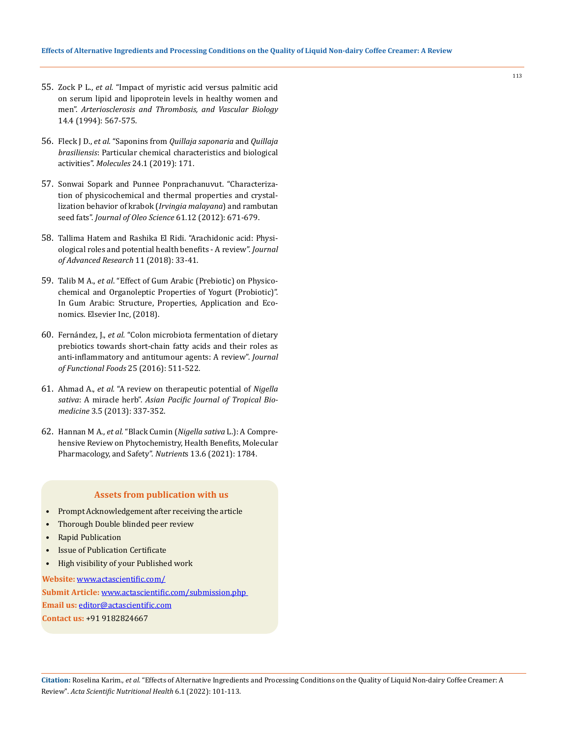55. Zock P L., *et al.* "Impact of myristic acid versus palmitic acid on serum lipid and lipoprotein levels in healthy women and men". *Arteriosclerosis and Thrombosis, and Vascular Biology* 14.4 (1994): 567-575.

56. Fleck J D., *et al.* "Saponins from *Quillaja saponaria* and *Quillaja brasiliensis*: Particular chemical characteristics and biological activities". *Molecules* 24.1 (2019): 171.

57. Sonwai Sopark and Punnee Ponprachanuvut. "Characterization of physicochemical and thermal properties and crystallization behavior of krabok (*Irvingia malayana*) and rambutan seed fats". *Journal of Oleo Science* 61.12 (2012): 671-679.

58. Tallima Hatem and Rashika El Ridi. "Arachidonic acid: Physiological roles and potential health benefits - A review". *Journal of Advanced Research* 11 (2018): 33-41.

59. Talib M A., *et al*. "Effect of Gum Arabic (Prebiotic) on Physicochemical and Organoleptic Properties of Yogurt (Probiotic)". In Gum Arabic: Structure, Properties, Application and Economics. Elsevier Inc, (2018).

60. Fernández, J., *et al.* "Colon microbiota fermentation of dietary prebiotics towards short-chain fatty acids and their roles as anti-inflammatory and antitumour agents: A review". *Journal of Functional Foods* 25 (2016): 511-522.

61. Ahmad A., *et al.* "A review on therapeutic potential of *Nigella sativa*: A miracle herb". *Asian Pacific Journal of Tropical Biomedicine* 3.5 (2013): 337-352.

62. Hannan M A., *et al.* "Black Cumin (*Nigella sativa* L.): A Comprehensive Review on Phytochemistry, Health Benefits, Molecular Pharmacology, and Safety". *Nutrients* 13.6 (2021): 1784.

**Assets from publication with us**

- Prompt Acknowledgement after receiving the article
- Thorough Double blinded peer review
- Rapid Publication
- Issue of Publication Certificate
- High visibility of your Published work

**Website:** www.actascientific.com/
**Submit Article:** www.actascientific.com/submission.php
**Email us:** editor@actascientific.com
**Contact us:** +91 9182824667